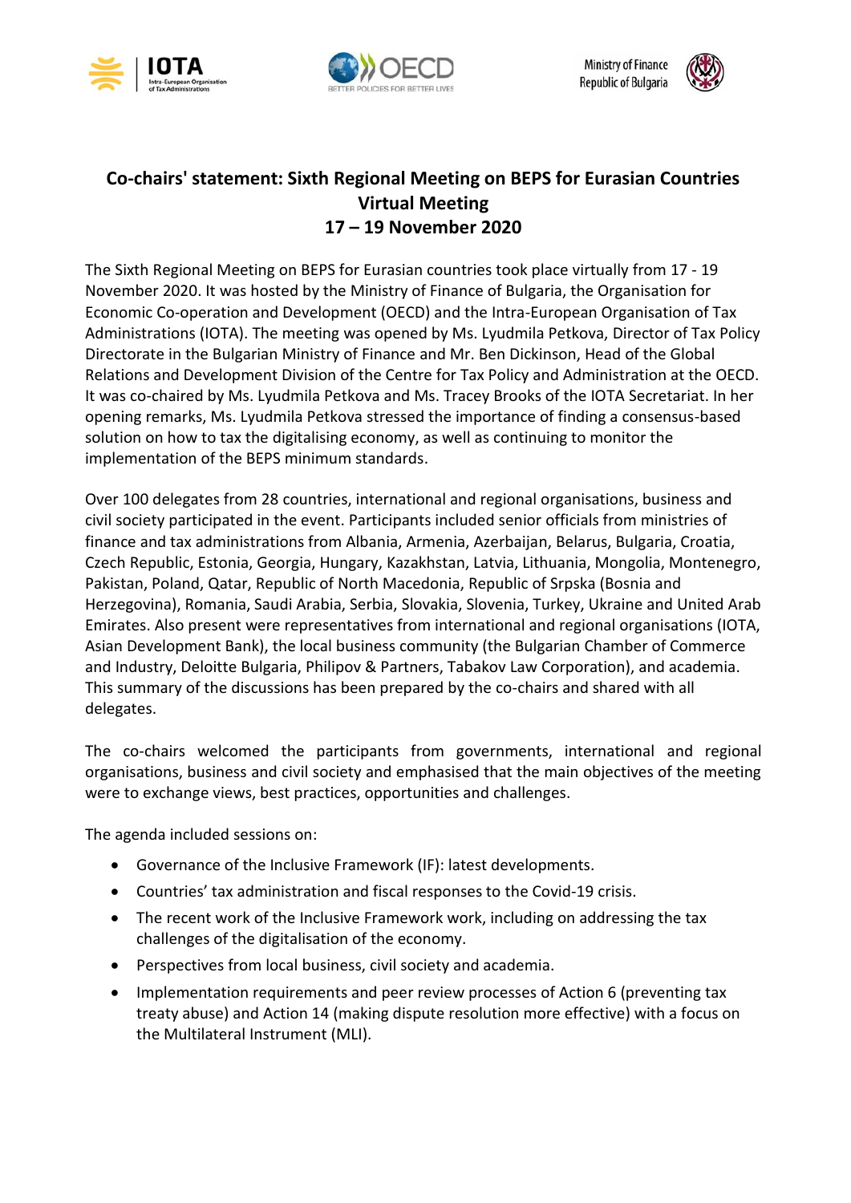# Co-chairs' statement: Sixth Regional Meeting on BEPS for Eurasian Countries Virtual Meeting 17 – 19 November 2020

The Sixth Regional Meeting on BEPS for Eurasian countries took place virtually from 17 - 19 November 2020. It was hosted by the Ministry of Finance of Bulgaria, the Organisation for Economic Co-operation and Development (OECD) and the Intra-European Organisation of Tax Administrations (IOTA). The meeting was opened by Ms. Lyudmila Petkova, Director of Tax Policy Directorate in the Bulgarian Ministry of Finance and Mr. Ben Dickinson, Head of the Global Relations and Development Division of the Centre for Tax Policy and Administration at the OECD. It was co-chaired by Ms. Lyudmila Petkova and Ms. Tracey Brooks of the IOTA Secretariat. In her opening remarks, Ms. Lyudmila Petkova stressed the importance of finding a consensus-based solution on how to tax the digitalising economy, as well as continuing to monitor the implementation of the BEPS minimum standards.

Over 100 delegates from 28 countries, international and regional organisations, business and civil society participated in the event. Participants included senior officials from ministries of finance and tax administrations from Albania, Armenia, Azerbaijan, Belarus, Bulgaria, Croatia, Czech Republic, Estonia, Georgia, Hungary, Kazakhstan, Latvia, Lithuania, Mongolia, Montenegro, Pakistan, Poland, Qatar, Republic of North Macedonia, Republic of Srpska (Bosnia and Herzegovina), Romania, Saudi Arabia, Serbia, Slovakia, Slovenia, Turkey, Ukraine and United Arab Emirates. Also present were representatives from international and regional organisations (IOTA, Asian Development Bank), the local business community (the Bulgarian Chamber of Commerce and Industry, Deloitte Bulgaria, Philipov & Partners, Tabakov Law Corporation), and academia. This summary of the discussions has been prepared by the co-chairs and shared with all delegates.

The co-chairs welcomed the participants from governments, international and regional organisations, business and civil society and emphasised that the main objectives of the meeting were to exchange views, best practices, opportunities and challenges.

The agenda included sessions on:

- Governance of the Inclusive Framework (IF): latest developments.
- Countries' tax administration and fiscal responses to the Covid-19 crisis.
- The recent work of the Inclusive Framework work, including on addressing the tax challenges of the digitalisation of the economy.
- Perspectives from local business, civil society and academia.
- Implementation requirements and peer review processes of Action 6 (preventing tax treaty abuse) and Action 14 (making dispute resolution more effective) with a focus on the Multilateral Instrument (MLI).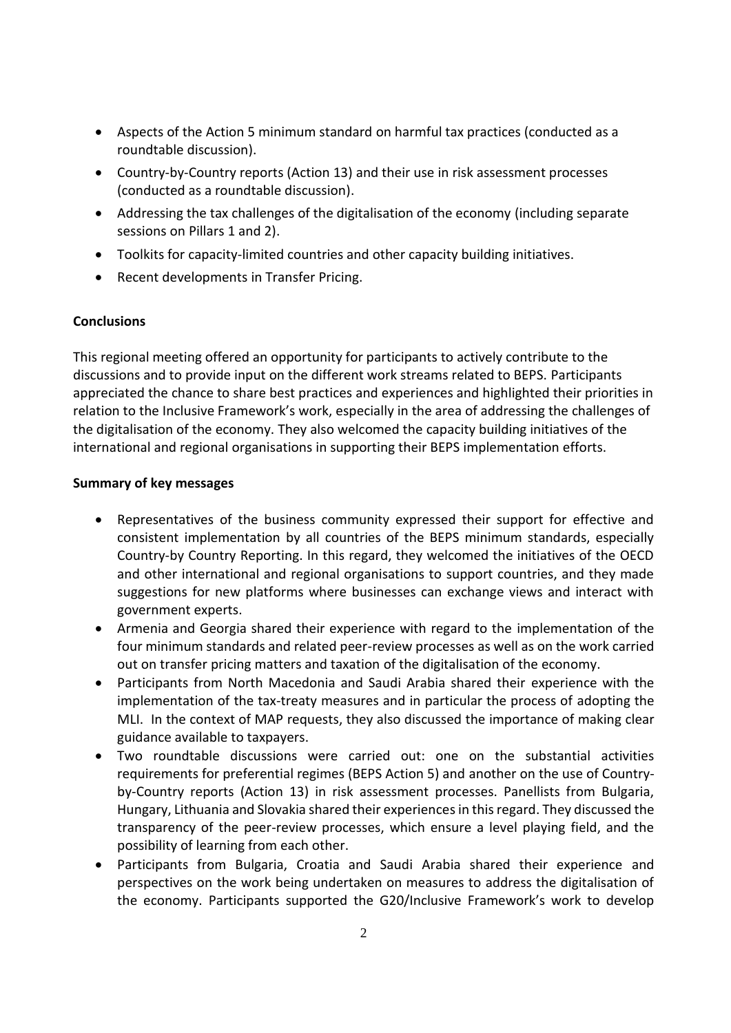- Aspects of the Action 5 minimum standard on harmful tax practices (conducted as a roundtable discussion).
- Country-by-Country reports (Action 13) and their use in risk assessment processes (conducted as a roundtable discussion).
- Addressing the tax challenges of the digitalisation of the economy (including separate sessions on Pillars 1 and 2).
- Toolkits for capacity-limited countries and other capacity building initiatives.
- Recent developments in Transfer Pricing.

**Conclusions**

This regional meeting offered an opportunity for participants to actively contribute to the discussions and to provide input on the different work streams related to BEPS. Participants appreciated the chance to share best practices and experiences and highlighted their priorities in relation to the Inclusive Framework's work, especially in the area of addressing the challenges of the digitalisation of the economy. They also welcomed the capacity building initiatives of the international and regional organisations in supporting their BEPS implementation efforts.

**Summary of key messages**

- Representatives of the business community expressed their support for effective and consistent implementation by all countries of the BEPS minimum standards, especially Country-by Country Reporting. In this regard, they welcomed the initiatives of the OECD and other international and regional organisations to support countries, and they made suggestions for new platforms where businesses can exchange views and interact with government experts.
- Armenia and Georgia shared their experience with regard to the implementation of the four minimum standards and related peer-review processes as well as on the work carried out on transfer pricing matters and taxation of the digitalisation of the economy.
- Participants from North Macedonia and Saudi Arabia shared their experience with the implementation of the tax-treaty measures and in particular the process of adopting the MLI. In the context of MAP requests, they also discussed the importance of making clear guidance available to taxpayers.
- Two roundtable discussions were carried out: one on the substantial activities requirements for preferential regimes (BEPS Action 5) and another on the use of Country-by-Country reports (Action 13) in risk assessment processes. Panellists from Bulgaria, Hungary, Lithuania and Slovakia shared their experiences in this regard. They discussed the transparency of the peer-review processes, which ensure a level playing field, and the possibility of learning from each other.
- Participants from Bulgaria, Croatia and Saudi Arabia shared their experience and perspectives on the work being undertaken on measures to address the digitalisation of the economy. Participants supported the G20/Inclusive Framework's work to develop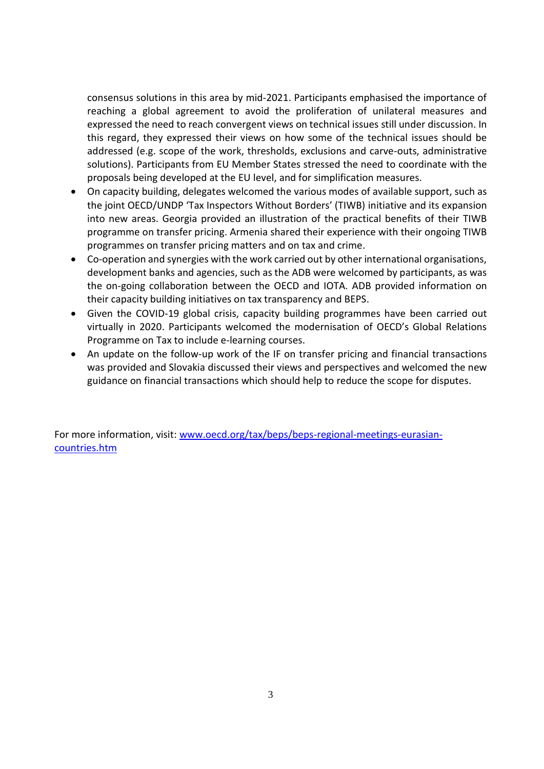consensus solutions in this area by mid-2021. Participants emphasised the importance of reaching a global agreement to avoid the proliferation of unilateral measures and expressed the need to reach convergent views on technical issues still under discussion. In this regard, they expressed their views on how some of the technical issues should be addressed (e.g. scope of the work, thresholds, exclusions and carve-outs, administrative solutions). Participants from EU Member States stressed the need to coordinate with the proposals being developed at the EU level, and for simplification measures.

- On capacity building, delegates welcomed the various modes of available support, such as the joint OECD/UNDP 'Tax Inspectors Without Borders' (TIWB) initiative and its expansion into new areas. Georgia provided an illustration of the practical benefits of their TIWB programme on transfer pricing. Armenia shared their experience with their ongoing TIWB programmes on transfer pricing matters and on tax and crime.
- Co-operation and synergies with the work carried out by other international organisations, development banks and agencies, such as the ADB were welcomed by participants, as was the on-going collaboration between the OECD and IOTA. ADB provided information on their capacity building initiatives on tax transparency and BEPS.
- Given the COVID-19 global crisis, capacity building programmes have been carried out virtually in 2020. Participants welcomed the modernisation of OECD's Global Relations Programme on Tax to include e-learning courses.
- An update on the follow-up work of the IF on transfer pricing and financial transactions was provided and Slovakia discussed their views and perspectives and welcomed the new guidance on financial transactions which should help to reduce the scope for disputes.

For more information, visit: [www.oecd.org/tax/beps/beps-regional-meetings-eurasian-countries.htm](http://www.oecd.org/tax/beps/beps-regional-meetings-eurasian-countries.htm)